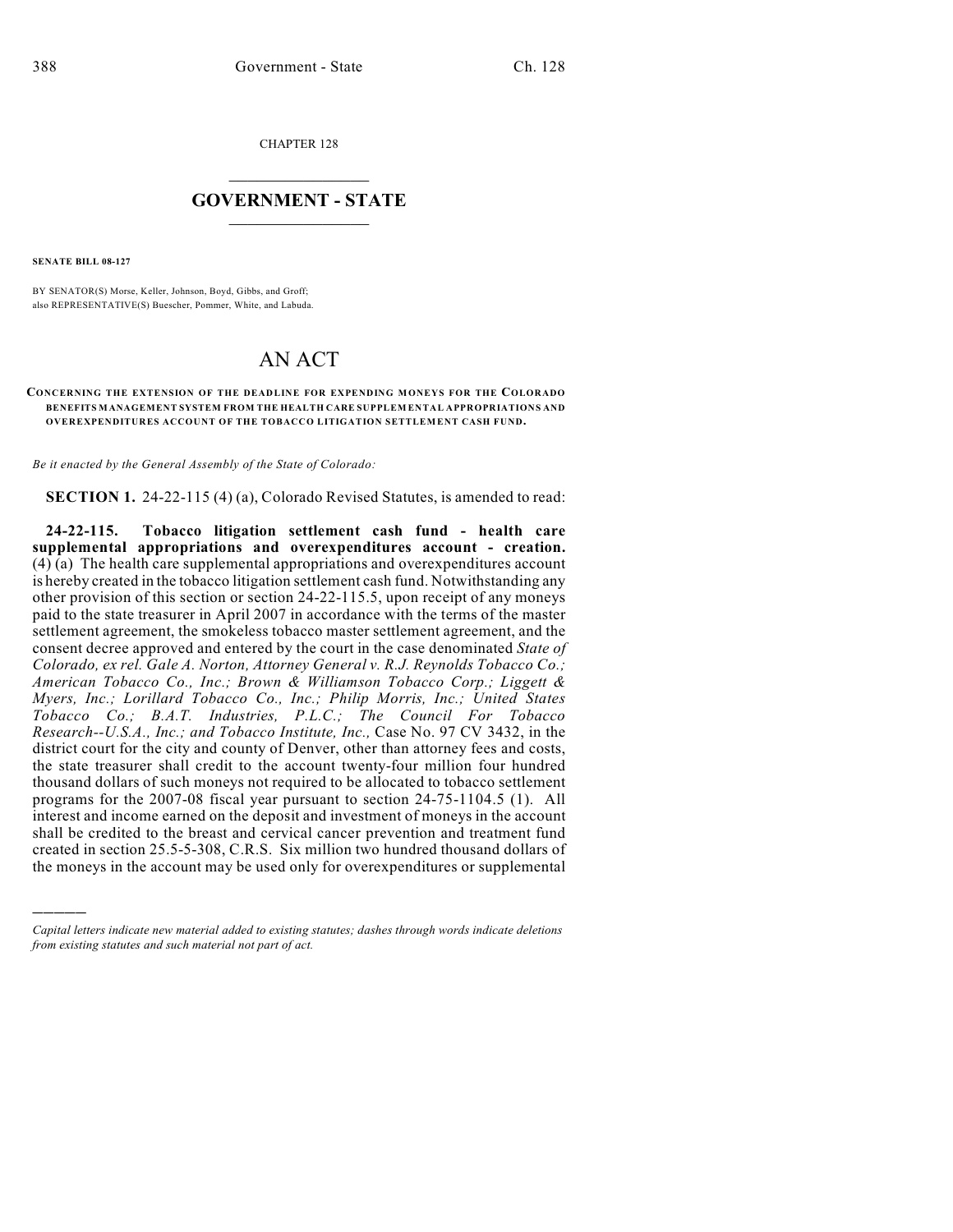CHAPTER 128

# GOVERNMENT - STATE

**SENATE BILL 08-127**

BY SENATOR(S) Morse, Keller, Johnson, Boyd, Gibbs, and Groff;
also REPRESENTATIVE(S) Buescher, Pommer, White, and Labuda.

# AN ACT

**CONCERNING THE EXTENSION OF THE DEADLINE FOR EXPENDING MONEYS FOR THE COLORADO BENEFITS MANAGEMENT SYSTEM FROM THE HEALTH CARE SUPPLEMENTAL APPROPRIATIONS AND OVEREXPENDITURES ACCOUNT OF THE TOBACCO LITIGATION SETTLEMENT CASH FUND.**

*Be it enacted by the General Assembly of the State of Colorado:*

**SECTION 1.** 24-22-115 (4) (a), Colorado Revised Statutes, is amended to read:

**24-22-115. Tobacco litigation settlement cash fund - health care supplemental appropriations and overexpenditures account - creation.** (4) (a) The health care supplemental appropriations and overexpenditures account is hereby created in the tobacco litigation settlement cash fund. Notwithstanding any other provision of this section or section 24-22-115.5, upon receipt of any moneys paid to the state treasurer in April 2007 in accordance with the terms of the master settlement agreement, the smokeless tobacco master settlement agreement, and the consent decree approved and entered by the court in the case denominated *State of Colorado, ex rel. Gale A. Norton, Attorney General v. R.J. Reynolds Tobacco Co.; American Tobacco Co., Inc.; Brown & Williamson Tobacco Corp.; Liggett & Myers, Inc.; Lorillard Tobacco Co., Inc.; Philip Morris, Inc.; United States Tobacco Co.; B.A.T. Industries, P.L.C.; The Council For Tobacco Research--U.S.A., Inc.; and Tobacco Institute, Inc.,* Case No. 97 CV 3432, in the district court for the city and county of Denver, other than attorney fees and costs, the state treasurer shall credit to the account twenty-four million four hundred thousand dollars of such moneys not required to be allocated to tobacco settlement programs for the 2007-08 fiscal year pursuant to section 24-75-1104.5 (1). All interest and income earned on the deposit and investment of moneys in the account shall be credited to the breast and cervical cancer prevention and treatment fund created in section 25.5-5-308, C.R.S. Six million two hundred thousand dollars of the moneys in the account may be used only for overexpenditures or supplemental

*Capital letters indicate new material added to existing statutes; dashes through words indicate deletions from existing statutes and such material not part of act.*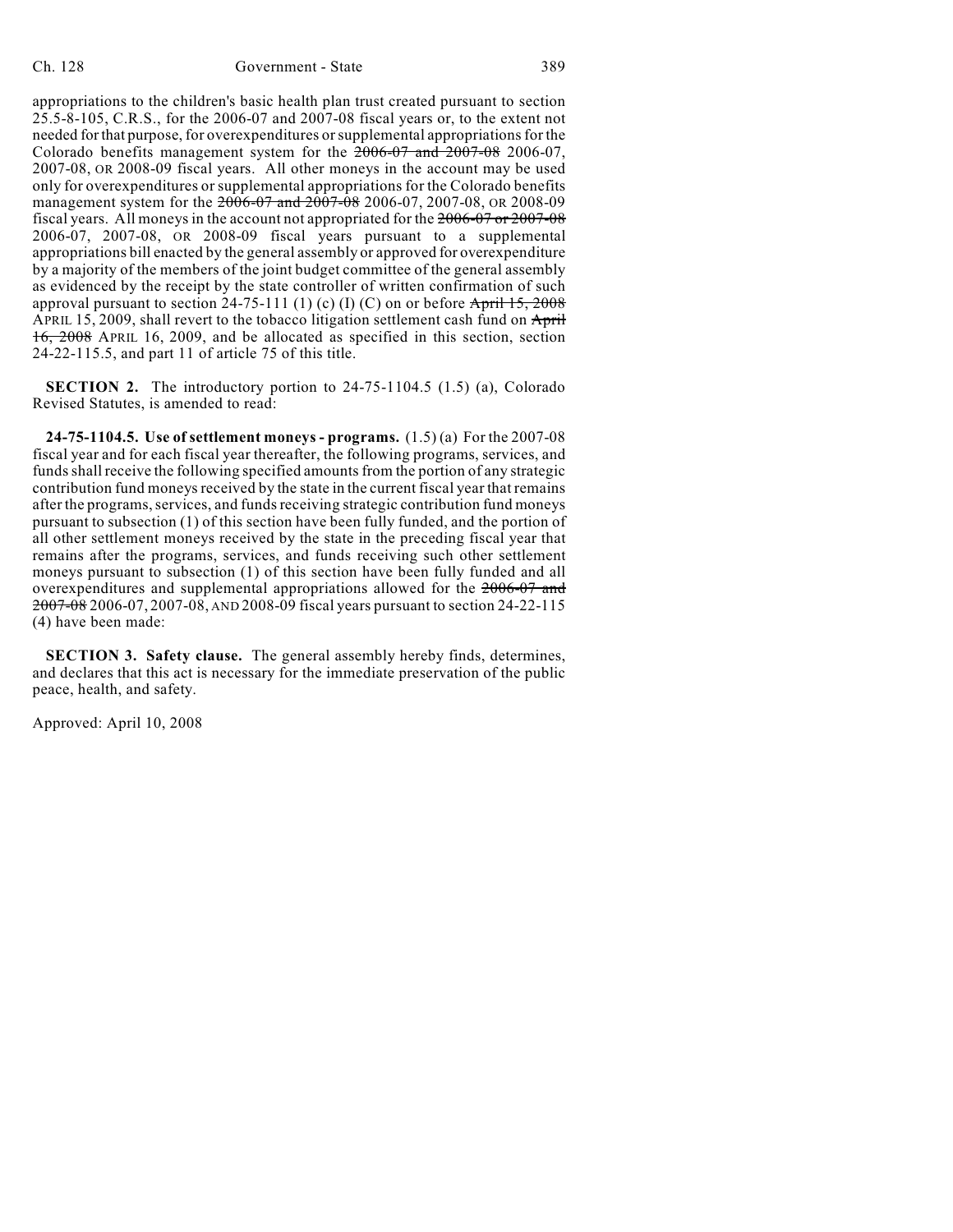appropriations to the children's basic health plan trust created pursuant to section 25.5-8-105, C.R.S., for the 2006-07 and 2007-08 fiscal years or, to the extent not needed for that purpose, for overexpenditures or supplemental appropriations for the Colorado benefits management system for the ~~2006-07 and 2007-08~~ 2006-07, 2007-08, OR 2008-09 fiscal years. All other moneys in the account may be used only for overexpenditures or supplemental appropriations for the Colorado benefits management system for the ~~2006-07 and 2007-08~~ 2006-07, 2007-08, OR 2008-09 fiscal years. All moneys in the account not appropriated for the ~~2006-07 or 2007-08~~ 2006-07, 2007-08, OR 2008-09 fiscal years pursuant to a supplemental appropriations bill enacted by the general assembly or approved for overexpenditure by a majority of the members of the joint budget committee of the general assembly as evidenced by the receipt by the state controller of written confirmation of such approval pursuant to section 24-75-111 (1) (c) (I) (C) on or before ~~April 15, 2008~~ APRIL 15, 2009, shall revert to the tobacco litigation settlement cash fund on ~~April 16, 2008~~ APRIL 16, 2009, and be allocated as specified in this section, section 24-22-115.5, and part 11 of article 75 of this title.

**SECTION 2.** The introductory portion to 24-75-1104.5 (1.5) (a), Colorado Revised Statutes, is amended to read:

**24-75-1104.5. Use of settlement moneys - programs.** (1.5) (a) For the 2007-08 fiscal year and for each fiscal year thereafter, the following programs, services, and funds shall receive the following specified amounts from the portion of any strategic contribution fund moneys received by the state in the current fiscal year that remains after the programs, services, and funds receiving strategic contribution fund moneys pursuant to subsection (1) of this section have been fully funded, and the portion of all other settlement moneys received by the state in the preceding fiscal year that remains after the programs, services, and funds receiving such other settlement moneys pursuant to subsection (1) of this section have been fully funded and all overexpenditures and supplemental appropriations allowed for the ~~2006-07 and 2007-08~~ 2006-07, 2007-08, AND 2008-09 fiscal years pursuant to section 24-22-115 (4) have been made:

**SECTION 3. Safety clause.** The general assembly hereby finds, determines, and declares that this act is necessary for the immediate preservation of the public peace, health, and safety.

Approved: April 10, 2008